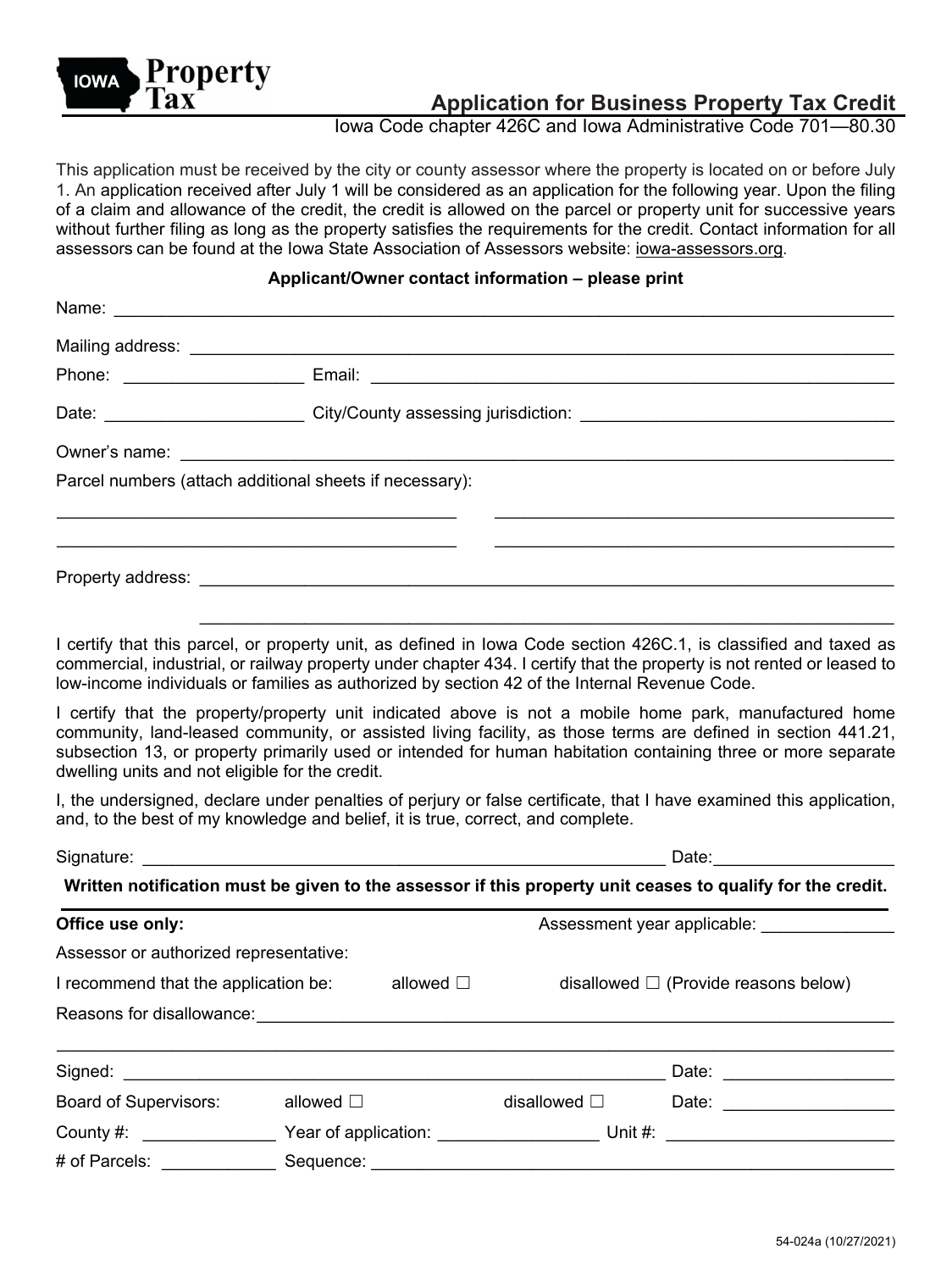**IOWA Property Tax**

# Application for Business Property Tax Credit

Iowa Code chapter 426C and Iowa Administrative Code 701—80.30

This application must be received by the city or county assessor where the property is located on or before July 1. An application received after July 1 will be considered as an application for the following year. Upon the filing of a claim and allowance of the credit, the credit is allowed on the parcel or property unit for successive years without further filing as long as the property satisfies the requirements for the credit. Contact information for all assessors can be found at the Iowa State Association of Assessors website: iowa-assessors.org.

**Applicant/Owner contact information – please print**

Name: ______________________________________________

Mailing address: ______________________________________________

Phone: ____________________ Email: ______________________________________________

Date: ______________________ City/County assessing jurisdiction: ______________________________

Owner's name: ______________________________________________

Parcel numbers (attach additional sheets if necessary):

______________________________ ______________________________

______________________________ ______________________________

Property address: ______________________________________________

______________________________________________

I certify that this parcel, or property unit, as defined in Iowa Code section 426C.1, is classified and taxed as commercial, industrial, or railway property under chapter 434. I certify that the property is not rented or leased to low-income individuals or families as authorized by section 42 of the Internal Revenue Code.

I certify that the property/property unit indicated above is not a mobile home park, manufactured home community, land-leased community, or assisted living facility, as those terms are defined in section 441.21, subsection 13, or property primarily used or intended for human habitation containing three or more separate dwelling units and not eligible for the credit.

I, the undersigned, declare under penalties of perjury or false certificate, that I have examined this application, and, to the best of my knowledge and belief, it is true, correct, and complete.

Signature: ______________________________________________ Date: ____________________

**Written notification must be given to the assessor if this property unit ceases to qualify for the credit.**

---

**Office use only:** Assessment year applicable: ______________

Assessor or authorized representative:

I recommend that the application be: allowed ☐ disallowed ☐ (Provide reasons below)

Reasons for disallowance: ______________________________________________

______________________________________________

Signed: ______________________________________________ Date: ____________________

Board of Supervisors: allowed ☐ disallowed ☐ Date: ____________________

County #: ______________ Year of application: ________________ Unit #: ______________________

# of Parcels: ____________ Sequence: ______________________________________________

54-024a (10/27/2021)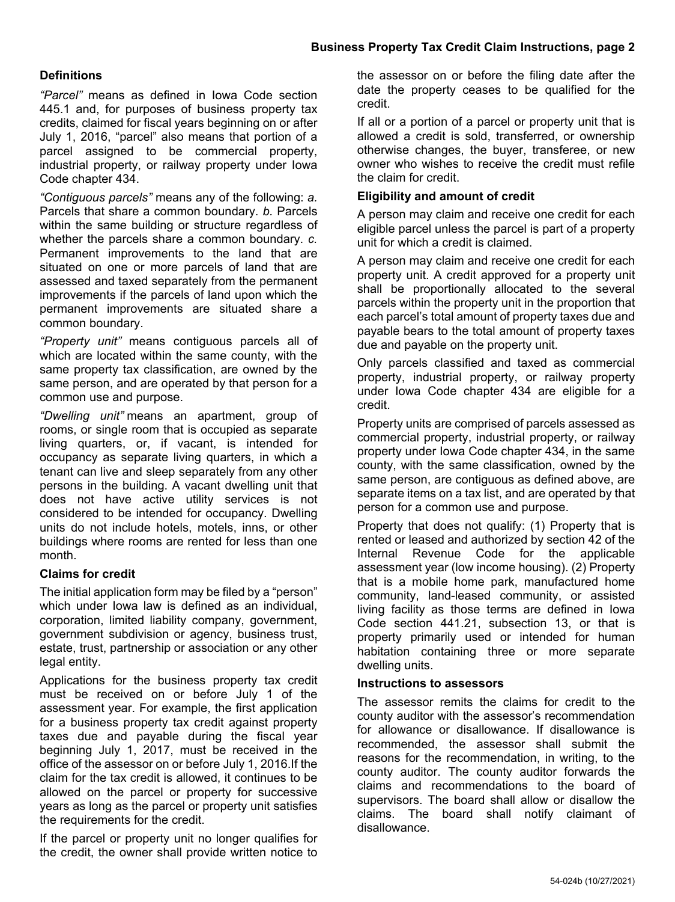### Definitions

*"Parcel"* means as defined in Iowa Code section 445.1 and, for purposes of business property tax credits, claimed for fiscal years beginning on or after July 1, 2016, "parcel" also means that portion of a parcel assigned to be commercial property, industrial property, or railway property under Iowa Code chapter 434.

*"Contiguous parcels"* means any of the following: *a.* Parcels that share a common boundary. *b.* Parcels within the same building or structure regardless of whether the parcels share a common boundary. *c.* Permanent improvements to the land that are situated on one or more parcels of land that are assessed and taxed separately from the permanent improvements if the parcels of land upon which the permanent improvements are situated share a common boundary.

*"Property unit"* means contiguous parcels all of which are located within the same county, with the same property tax classification, are owned by the same person, and are operated by that person for a common use and purpose.

*"Dwelling unit"* means an apartment, group of rooms, or single room that is occupied as separate living quarters, or, if vacant, is intended for occupancy as separate living quarters, in which a tenant can live and sleep separately from any other persons in the building. A vacant dwelling unit that does not have active utility services is not considered to be intended for occupancy. Dwelling units do not include hotels, motels, inns, or other buildings where rooms are rented for less than one month.

### Claims for credit

The initial application form may be filed by a "person" which under Iowa law is defined as an individual, corporation, limited liability company, government, government subdivision or agency, business trust, estate, trust, partnership or association or any other legal entity.

Applications for the business property tax credit must be received on or before July 1 of the assessment year. For example, the first application for a business property tax credit against property taxes due and payable during the fiscal year beginning July 1, 2017, must be received in the office of the assessor on or before July 1, 2016.If the claim for the tax credit is allowed, it continues to be allowed on the parcel or property for successive years as long as the parcel or property unit satisfies the requirements for the credit.

If the parcel or property unit no longer qualifies for the credit, the owner shall provide written notice to the assessor on or before the filing date after the date the property ceases to be qualified for the credit.

If all or a portion of a parcel or property unit that is allowed a credit is sold, transferred, or ownership otherwise changes, the buyer, transferee, or new owner who wishes to receive the credit must refile the claim for credit.

### Eligibility and amount of credit

A person may claim and receive one credit for each eligible parcel unless the parcel is part of a property unit for which a credit is claimed.

A person may claim and receive one credit for each property unit. A credit approved for a property unit shall be proportionally allocated to the several parcels within the property unit in the proportion that each parcel's total amount of property taxes due and payable bears to the total amount of property taxes due and payable on the property unit.

Only parcels classified and taxed as commercial property, industrial property, or railway property under Iowa Code chapter 434 are eligible for a credit.

Property units are comprised of parcels assessed as commercial property, industrial property, or railway property under Iowa Code chapter 434, in the same county, with the same classification, owned by the same person, are contiguous as defined above, are separate items on a tax list, and are operated by that person for a common use and purpose.

Property that does not qualify: (1) Property that is rented or leased and authorized by section 42 of the Internal Revenue Code for the applicable assessment year (low income housing). (2) Property that is a mobile home park, manufactured home community, land-leased community, or assisted living facility as those terms are defined in Iowa Code section 441.21, subsection 13, or that is property primarily used or intended for human habitation containing three or more separate dwelling units.

### Instructions to assessors

The assessor remits the claims for credit to the county auditor with the assessor's recommendation for allowance or disallowance. If disallowance is recommended, the assessor shall submit the reasons for the recommendation, in writing, to the county auditor. The county auditor forwards the claims and recommendations to the board of supervisors. The board shall allow or disallow the claims. The board shall notify claimant of disallowance.

54-024b (10/27/2021)